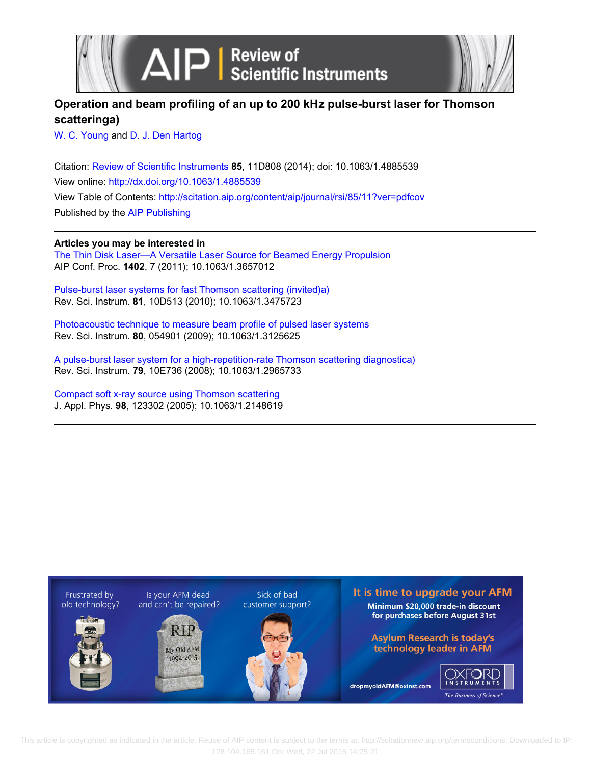AIP | Review of Scientific Instruments

# Operation and beam profiling of an up to 200 kHz pulse-burst laser for Thomson scattering[a)]

W. C. Young and D. J. Den Hartog

Citation: Review of Scientific Instruments **85**, 11D808 (2014); doi: 10.1063/1.4885539

View online: http://dx.doi.org/10.1063/1.4885539

View Table of Contents: http://scitation.aip.org/content/aip/journal/rsi/85/11?ver=pdfcov

Published by the AIP Publishing

---

**Articles you may be interested in**

The Thin Disk Laser—A Versatile Laser Source for Beamed Energy Propulsion
AIP Conf. Proc. **1402**, 7 (2011); 10.1063/1.3657012

Pulse-burst laser systems for fast Thomson scattering (invited)[a)]
Rev. Sci. Instrum. **81**, 10D513 (2010); 10.1063/1.3475723

Photoacoustic technique to measure beam profile of pulsed laser systems
Rev. Sci. Instrum. **80**, 054901 (2009); 10.1063/1.3125625

A pulse-burst laser system for a high-repetition-rate Thomson scattering diagnostic[a)]
Rev. Sci. Instrum. **79**, 10E736 (2008); 10.1063/1.2965733

Compact soft x-ray source using Thomson scattering
J. Appl. Phys. **98**, 123302 (2005); 10.1063/1.2148619

---

Frustrated by old technology? Is your AFM dead and can't be repaired? Sick of bad customer support?

It is time to upgrade your AFM
Minimum $20,000 trade-in discount for purchases before August 31st

Asylum Research is today's technology leader in AFM

dropmyoldAFM@oxinst.com

OXFORD INSTRUMENTS
The Business of Science®

This article is copyrighted as indicated in the article. Reuse of AIP content is subject to the terms at: http://scitationnew.aip.org/termsconditions. Downloaded to IP: 128.104.165.161 On: Wed, 22 Jul 2015 14:25:21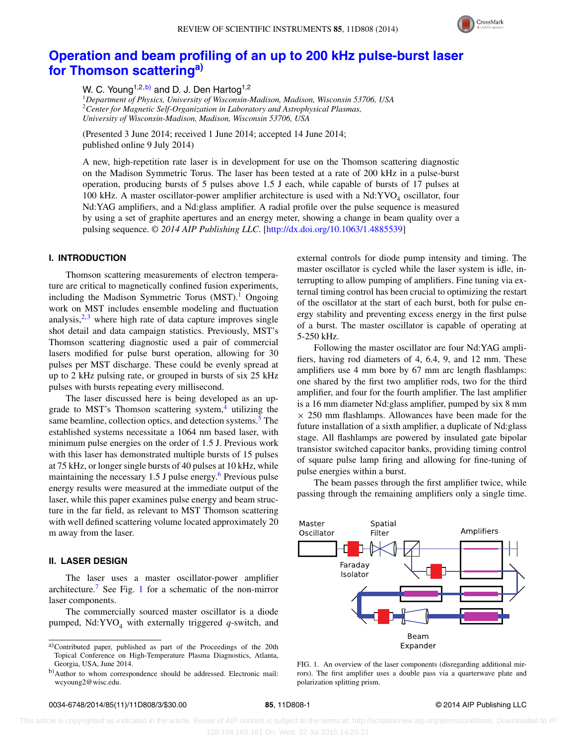# Operation and beam profiling of an up to 200 kHz pulse-burst laser for Thomson scattering[a)]

W. C. Young[1,2,b)] and D. J. Den Hartog[1,2]

[1]*Department of Physics, University of Wisconsin-Madison, Madison, Wisconsin 53706, USA*
[2]*Center for Magnetic Self-Organization in Laboratory and Astrophysical Plasmas, University of Wisconsin-Madison, Madison, Wisconsin 53706, USA*

(Presented 3 June 2014; received 1 June 2014; accepted 14 June 2014; published online 9 July 2014)

A new, high-repetition rate laser is in development for use on the Thomson scattering diagnostic on the Madison Symmetric Torus. The laser has been tested at a rate of 200 kHz in a pulse-burst operation, producing bursts of 5 pulses above 1.5 J each, while capable of bursts of 17 pulses at 100 kHz. A master oscillator-power amplifier architecture is used with a $Nd:YVO_4$ oscillator, four Nd:YAG amplifiers, and a Nd:glass amplifier. A radial profile over the pulse sequence is measured by using a set of graphite apertures and an energy meter, showing a change in beam quality over a pulsing sequence. *© 2014 AIP Publishing LLC*. [http://dx.doi.org/10.1063/1.4885539]

## I. INTRODUCTION

Thomson scattering measurements of electron temperature are critical to magnetically confined fusion experiments, including the Madison Symmetric Torus (MST).[1] Ongoing work on MST includes ensemble modeling and fluctuation analysis,[2,3] where high rate of data capture improves single shot detail and data campaign statistics. Previously, MST's Thomson scattering diagnostic used a pair of commercial lasers modified for pulse burst operation, allowing for 30 pulses per MST discharge. These could be evenly spread at up to 2 kHz pulsing rate, or grouped in bursts of six 25 kHz pulses with bursts repeating every millisecond.

The laser discussed here is being developed as an upgrade to MST's Thomson scattering system,[4] utilizing the same beamline, collection optics, and detection systems.[5] The established systems necessitate a 1064 nm based laser, with minimum pulse energies on the order of 1.5 J. Previous work with this laser has demonstrated multiple bursts of 15 pulses at 75 kHz, or longer single bursts of 40 pulses at 10 kHz, while maintaining the necessary 1.5 J pulse energy.[6] Previous pulse energy results were measured at the immediate output of the laser, while this paper examines pulse energy and beam structure in the far field, as relevant to MST Thomson scattering with well defined scattering volume located approximately 20 m away from the laser.

## II. LASER DESIGN

The laser uses a master oscillator-power amplifier architecture.[7] See Fig. 1 for a schematic of the non-mirror laser components.

The commercially sourced master oscillator is a diode pumped, $Nd:YVO_4$ with externally triggered *q*-switch, and external controls for diode pump intensity and timing. The master oscillator is cycled while the laser system is idle, interrupting to allow pumping of amplifiers. Fine tuning via external timing control has been crucial to optimizing the restart of the oscillator at the start of each burst, both for pulse energy stability and preventing excess energy in the first pulse of a burst. The master oscillator is capable of operating at 5-250 kHz.

Following the master oscillator are four Nd:YAG amplifiers, having rod diameters of 4, 6.4, 9, and 12 mm. These amplifiers use 4 mm bore by 67 mm arc length flashlamps: one shared by the first two amplifier rods, two for the third amplifier, and four for the fourth amplifier. The last amplifier is a 16 mm diameter Nd:glass amplifier, pumped by six 8 mm × 250 mm flashlamps. Allowances have been made for the future installation of a sixth amplifier, a duplicate of Nd:glass stage. All flashlamps are powered by insulated gate bipolar transistor switched capacitor banks, providing timing control of square pulse lamp firing and allowing for fine-tuning of pulse energies within a burst.

The beam passes through the first amplifier twice, while passing through the remaining amplifiers only a single time.

FIG. 1. An overview of the laser components (disregarding additional mirrors). The first amplifier uses a double pass via a quarterwave plate and polarization splitting prism.

---

[a)]Contributed paper, published as part of the Proceedings of the 20th Topical Conference on High-Temperature Plasma Diagnostics, Atlanta, Georgia, USA, June 2014.

[b)]Author to whom correspondence should be addressed. Electronic mail: wcyoung2@wisc.edu.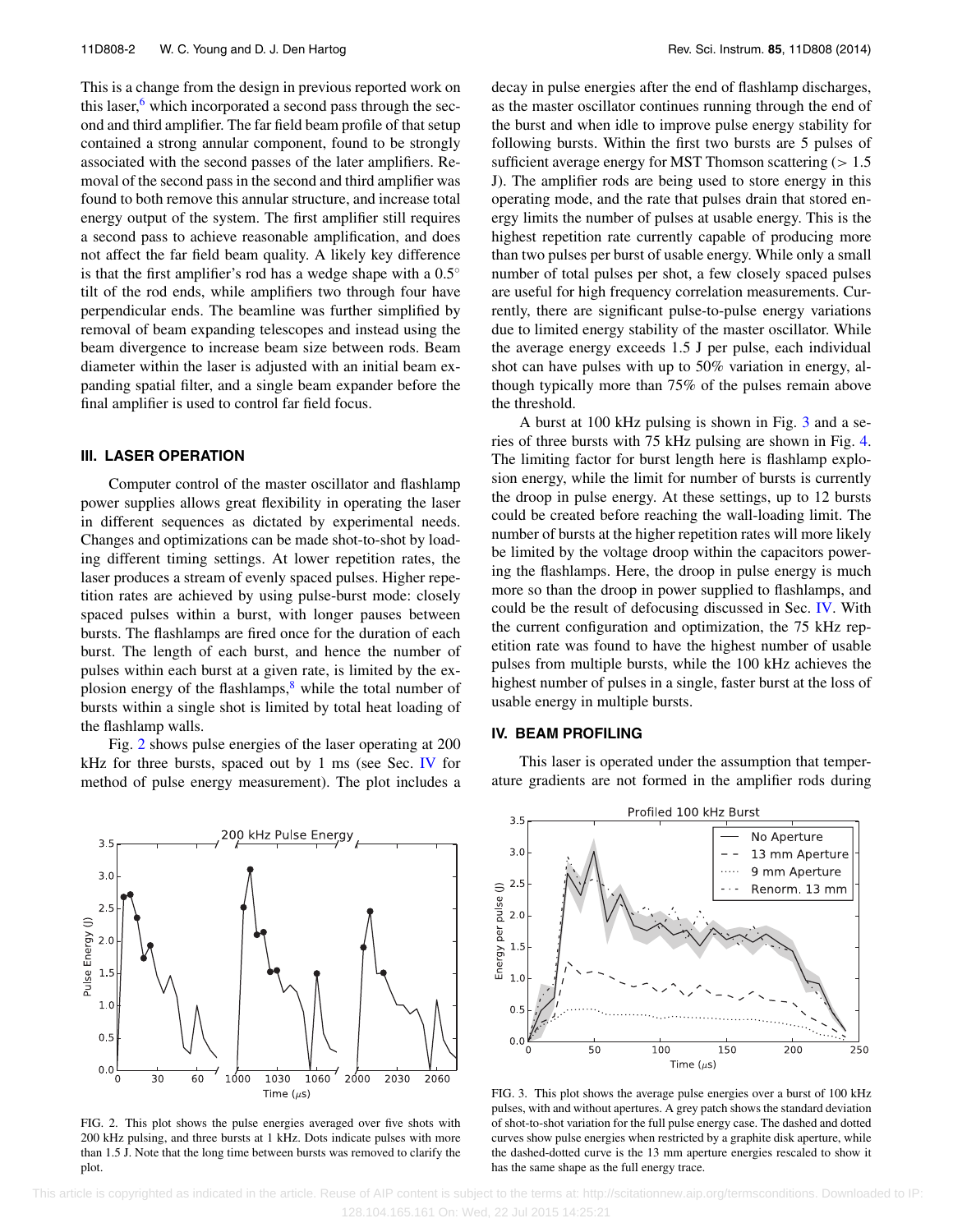This is a change from the design in previous reported work on this laser,[6] which incorporated a second pass through the second and third amplifier. The far field beam profile of that setup contained a strong annular component, found to be strongly associated with the second passes of the later amplifiers. Removal of the second pass in the second and third amplifier was found to both remove this annular structure, and increase total energy output of the system. The first amplifier still requires a second pass to achieve reasonable amplification, and does not affect the far field beam quality. A likely key difference is that the first amplifier's rod has a wedge shape with a 0.5° tilt of the rod ends, while amplifiers two through four have perpendicular ends. The beamline was further simplified by removal of beam expanding telescopes and instead using the beam divergence to increase beam size between rods. Beam diameter within the laser is adjusted with an initial beam expanding spatial filter, and a single beam expander before the final amplifier is used to control far field focus.

## III. LASER OPERATION

Computer control of the master oscillator and flashlamp power supplies allows great flexibility in operating the laser in different sequences as dictated by experimental needs. Changes and optimizations can be made shot-to-shot by loading different timing settings. At lower repetition rates, the laser produces a stream of evenly spaced pulses. Higher repetition rates are achieved by using pulse-burst mode: closely spaced pulses within a burst, with longer pauses between bursts. The flashlamps are fired once for the duration of each burst. The length of each burst, and hence the number of pulses within each burst at a given rate, is limited by the explosion energy of the flashlamps,[8] while the total number of bursts within a single shot is limited by total heat loading of the flashlamp walls.

Fig. 2 shows pulse energies of the laser operating at 200 kHz for three bursts, spaced out by 1 ms (see Sec. IV for method of pulse energy measurement). The plot includes a decay in pulse energies after the end of flashlamp discharges, as the master oscillator continues running through the end of the burst and when idle to improve pulse energy stability for following bursts. Within the first two bursts are 5 pulses of sufficient average energy for MST Thomson scattering (> 1.5 J). The amplifier rods are being used to store energy in this operating mode, and the rate that pulses drain that stored energy limits the number of pulses at usable energy. This is the highest repetition rate currently capable of producing more than two pulses per burst of usable energy. While only a small number of total pulses per shot, a few closely spaced pulses are useful for high frequency correlation measurements. Currently, there are significant pulse-to-pulse energy variations due to limited energy stability of the master oscillator. While the average energy exceeds 1.5 J per pulse, each individual shot can have pulses with up to 50% variation in energy, although typically more than 75% of the pulses remain above the threshold.

A burst at 100 kHz pulsing is shown in Fig. 3 and a series of three bursts with 75 kHz pulsing are shown in Fig. 4. The limiting factor for burst length here is flashlamp explosion energy, while the limit for number of bursts is currently the droop in pulse energy. At these settings, up to 12 bursts could be created before reaching the wall-loading limit. The number of bursts at the higher repetition rates will more likely be limited by the voltage droop within the capacitors powering the flashlamps. Here, the droop in pulse energy is much more so than the droop in power supplied to flashlamps, and could be the result of defocusing discussed in Sec. IV. With the current configuration and optimization, the 75 kHz repetition rate was found to have the highest number of usable pulses from multiple bursts, while the 100 kHz achieves the highest number of pulses in a single, faster burst at the loss of usable energy in multiple bursts.

FIG. 2. This plot shows the pulse energies averaged over five shots with 200 kHz pulsing, and three bursts at 1 kHz. Dots indicate pulses with more than 1.5 J. Note that the long time between bursts was removed to clarify the plot.

## IV. BEAM PROFILING

This laser is operated under the assumption that temperature gradients are not formed in the amplifier rods during

FIG. 3. This plot shows the average pulse energies over a burst of 100 kHz pulses, with and without apertures. A grey patch shows the standard deviation of shot-to-shot variation for the full pulse energy case. The dashed and dotted curves show pulse energies when restricted by a graphite disk aperture, while the dashed-dotted curve is the 13 mm aperture energies rescaled to show it has the same shape as the full energy trace.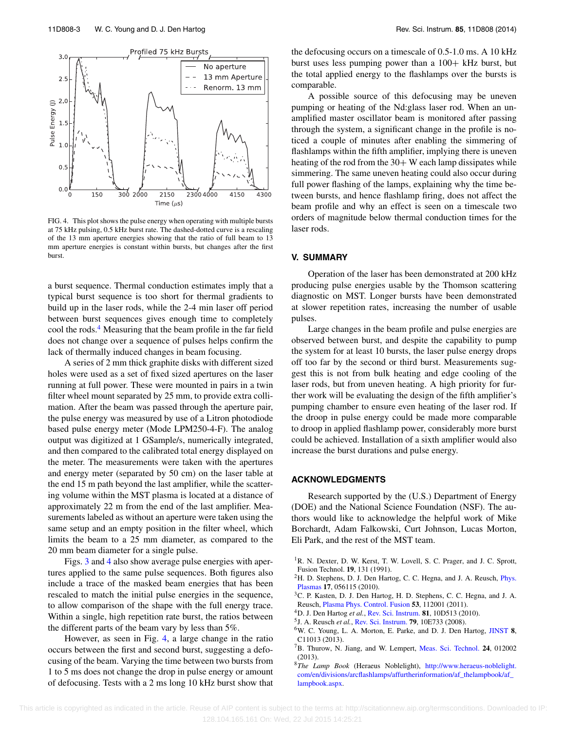Profiled 75 kHz Bursts

No aperture
13 mm Aperture
Renorm. 13 mm

Pulse Energy (J)

3.0
2.5
2.0
1.5
1.0
0.5
0.0

0
150
300
2000
2150
2300
4000
4150
4300

Time (μs)

FIG. 4. This plot shows the pulse energy when operating with multiple bursts at 75 kHz pulsing, 0.5 kHz burst rate. The dashed-dotted curve is a rescaling of the 13 mm aperture energies showing that the ratio of full beam to 13 mm aperture energies is constant within bursts, but changes after the first burst.

a burst sequence. Thermal conduction estimates imply that a typical burst sequence is too short for thermal gradients to build up in the laser rods, while the 2-4 min laser off period between burst sequences gives enough time to completely cool the rods.[4] Measuring that the beam profile in the far field does not change over a sequence of pulses helps confirm the lack of thermally induced changes in beam focusing.

A series of 2 mm thick graphite disks with different sized holes were used as a set of fixed sized apertures on the laser running at full power. These were mounted in pairs in a twin filter wheel mount separated by 25 mm, to provide extra collimation. After the beam was passed through the aperture pair, the pulse energy was measured by use of a Litron photodiode based pulse energy meter (Mode LPM250-4-F). The analog output was digitized at 1 GSample/s, numerically integrated, and then compared to the calibrated total energy displayed on the meter. The measurements were taken with the apertures and energy meter (separated by 50 cm) on the laser table at the end 15 m path beyond the last amplifier, while the scattering volume within the MST plasma is located at a distance of approximately 22 m from the end of the last amplifier. Measurements labeled as without an aperture were taken using the same setup and an empty position in the filter wheel, which limits the beam to a 25 mm diameter, as compared to the 20 mm beam diameter for a single pulse.

Figs. 3 and 4 also show average pulse energies with apertures applied to the same pulse sequences. Both figures also include a trace of the masked beam energies that has been rescaled to match the initial pulse energies in the sequence, to allow comparison of the shape with the full energy trace. Within a single, high repetition rate burst, the ratios between the different parts of the beam vary by less than 5%.

However, as seen in Fig. 4, a large change in the ratio occurs between the first and second burst, suggesting a defocusing of the beam. Varying the time between two bursts from 1 to 5 ms does not change the drop in pulse energy or amount of defocusing. Tests with a 2 ms long 10 kHz burst show that the defocusing occurs on a timescale of 0.5-1.0 ms. A 10 kHz burst uses less pumping power than a 100+ kHz burst, but the total applied energy to the flashlamps over the bursts is comparable.

A possible source of this defocusing may be uneven pumping or heating of the Nd:glass laser rod. When an unamplified master oscillator beam is monitored after passing through the system, a significant change in the profile is noticed a couple of minutes after enabling the simmering of flashlamps within the fifth amplifier, implying there is uneven heating of the rod from the 30+ W each lamp dissipates while simmering. The same uneven heating could also occur during full power flashing of the lamps, explaining why the time between bursts, and hence flashlamp firing, does not affect the beam profile and why an effect is seen on a timescale two orders of magnitude below thermal conduction times for the laser rods.

## V. SUMMARY

Operation of the laser has been demonstrated at 200 kHz producing pulse energies usable by the Thomson scattering diagnostic on MST. Longer bursts have been demonstrated at slower repetition rates, increasing the number of usable pulses.

Large changes in the beam profile and pulse energies are observed between burst, and despite the capability to pump the system for at least 10 bursts, the laser pulse energy drops off too far by the second or third burst. Measurements suggest this is not from bulk heating and edge cooling of the laser rods, but from uneven heating. A high priority for further work will be evaluating the design of the fifth amplifier's pumping chamber to ensure even heating of the laser rod. If the droop in pulse energy could be made more comparable to droop in applied flashlamp power, considerably more burst could be achieved. Installation of a sixth amplifier would also increase the burst durations and pulse energy.

## ACKNOWLEDGMENTS

Research supported by the (U.S.) Department of Energy (DOE) and the National Science Foundation (NSF). The authors would like to acknowledge the helpful work of Mike Borchardt, Adam Falkowski, Curt Johnson, Lucas Morton, Eli Park, and the rest of the MST team.

[1] R. N. Dexter, D. W. Kerst, T. W. Lovell, S. C. Prager, and J. C. Sprott, Fusion Technol. **19**, 131 (1991).

[2] H. D. Stephens, D. J. Den Hartog, C. C. Hegna, and J. A. Reusch, Phys. Plasmas **17**, 056115 (2010).

[3] C. P. Kasten, D. J. Den Hartog, H. D. Stephens, C. C. Hegna, and J. A. Reusch, Plasma Phys. Control. Fusion **53**, 112001 (2011).

[4] D. J. Den Hartog *et al.*, Rev. Sci. Instrum. **81**, 10D513 (2010).

[5] J. A. Reusch *et al.*, Rev. Sci. Instrum. **79**, 10E733 (2008).

[6] W. C. Young, L. A. Morton, E. Parke, and D. J. Den Hartog, JINST **8**, C11013 (2013).

[7] B. Thurow, N. Jiang, and W. Lempert, Meas. Sci. Technol. **24**, 012002 (2013).

[8] *The Lamp Book* (Heraeus Noblelight), http://www.heraeus-noblelight.com/en/divisions/arcflashlamps/affurtherinformation/af_thelampbook/af_lampbook.aspx.